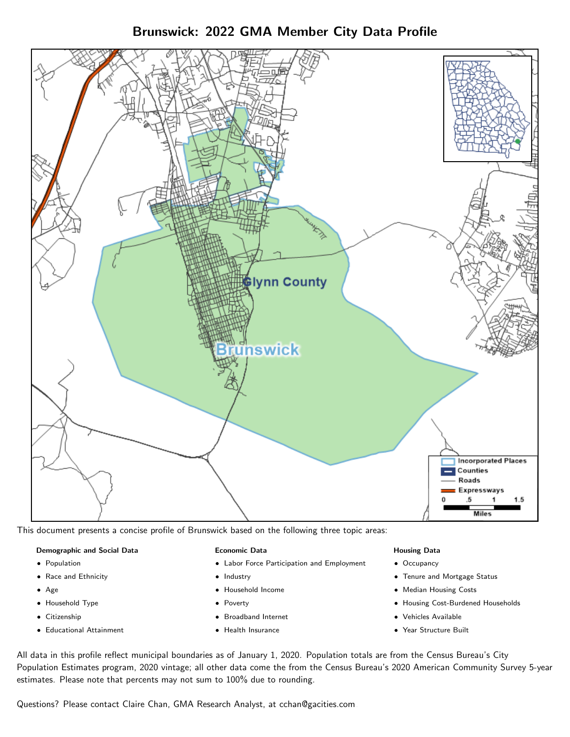# Brunswick: 2022 GMA Member City Data Profile

This document presents a concise profile of Brunswick based on the following three topic areas:

**Demographic and Social Data**

- Population
- Race and Ethnicity
- Age
- Household Type
- Citizenship
- Educational Attainment

**Economic Data**

- Labor Force Participation and Employment
- Industry
- Household Income
- Poverty
- Broadband Internet
- Health Insurance

**Housing Data**

- Occupancy
- Tenure and Mortgage Status
- Median Housing Costs
- Housing Cost-Burdened Households
- Vehicles Available
- Year Structure Built

All data in this profile reflect municipal boundaries as of January 1, 2020. Population totals are from the Census Bureau's City Population Estimates program, 2020 vintage; all other data come the from the Census Bureau's 2020 American Community Survey 5-year estimates. Please note that percents may not sum to 100% due to rounding.

Questions? Please contact Claire Chan, GMA Research Analyst, at cchan@gacities.com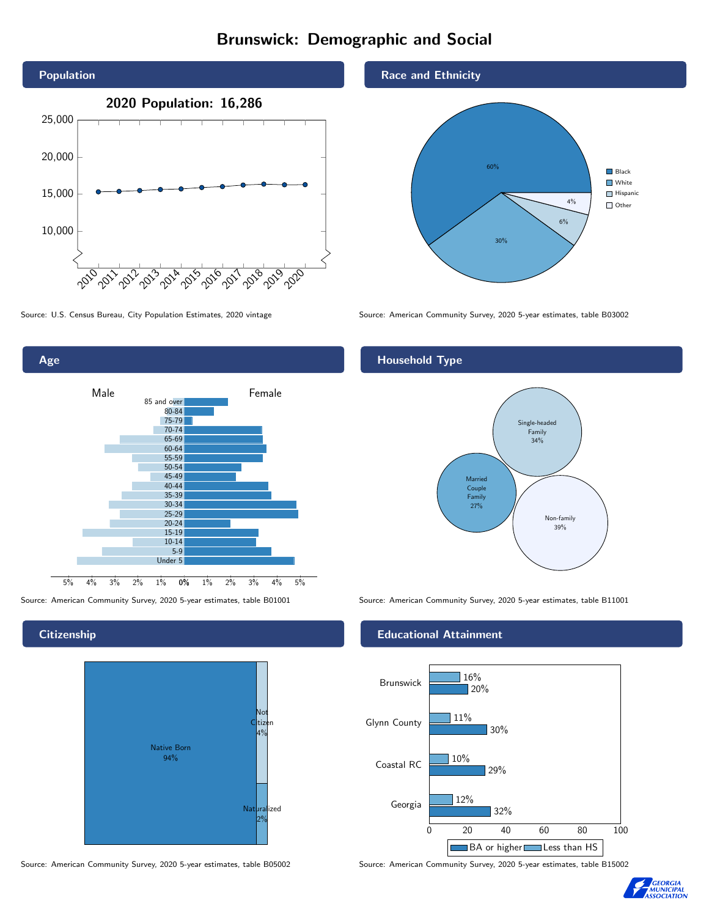# Brunswick: Demographic and Social

## Population

2020 Population: 16,286

Source: U.S. Census Bureau, City Population Estimates, 2020 vintage

## Race and Ethnicity

| Race/Ethnicity | Percent |
| --- | --- |
| Black | 60% |
| White | 30% |
| Hispanic | 6% |
| Other | 4% |

Source: American Community Survey, 2020 5-year estimates, table B03002

## Age

Source: American Community Survey, 2020 5-year estimates, table B01001

## Household Type

| Household Type | Percent |
| --- | --- |
| Single-headed Family | 34% |
| Married Couple Family | 27% |
| Non-family | 39% |

Source: American Community Survey, 2020 5-year estimates, table B11001

## Citizenship

| Citizenship | Percent |
| --- | --- |
| Native Born | 94% |
| Not Citizen | 4% |
| Naturalized | 2% |

Source: American Community Survey, 2020 5-year estimates, table B05002

## Educational Attainment

| Area | Less than HS | BA or higher |
| --- | --- | --- |
| Brunswick | 16% | 20% |
| Glynn County | 11% | 30% |
| Coastal RC | 10% | 29% |
| Georgia | 12% | 32% |

Source: American Community Survey, 2020 5-year estimates, table B15002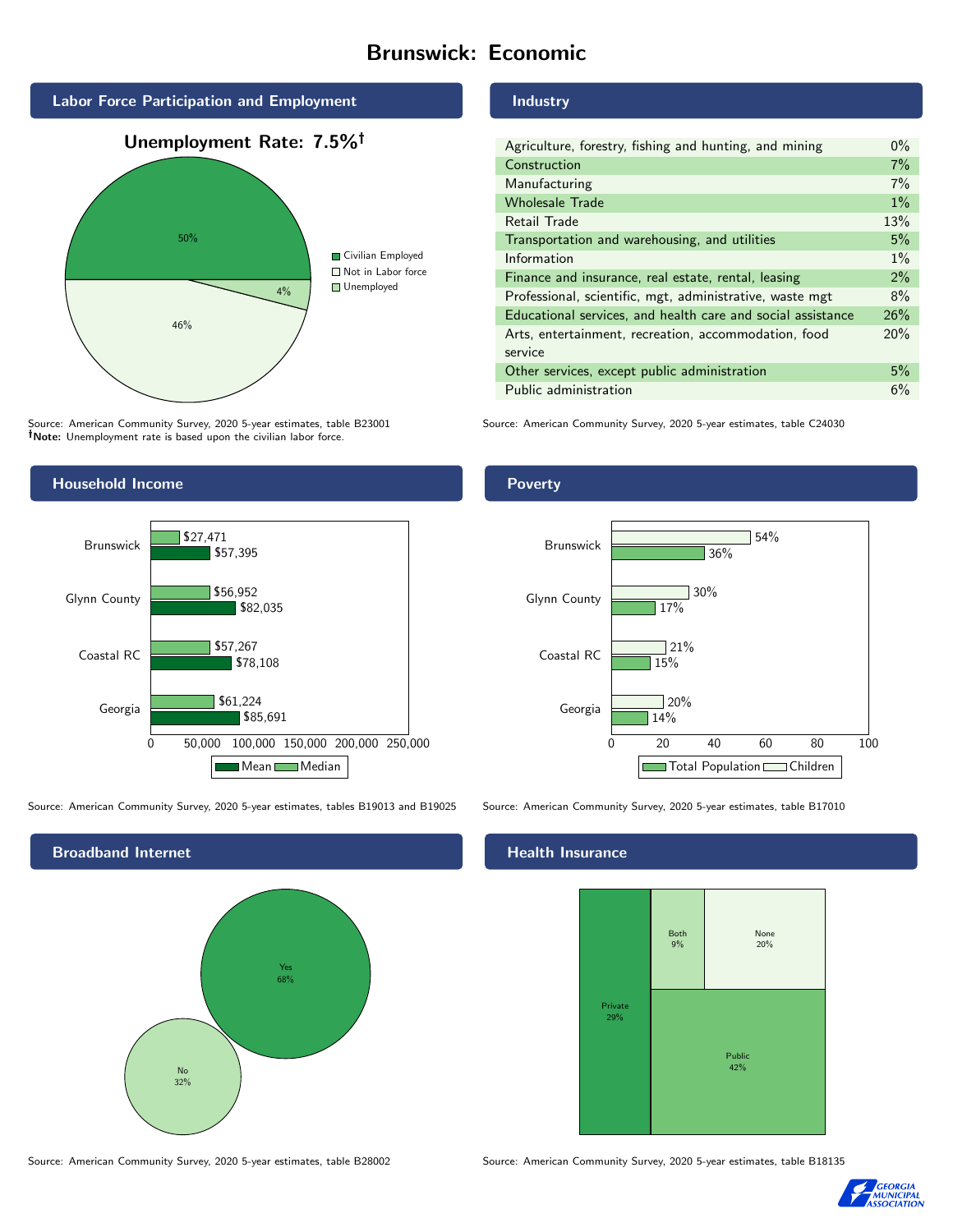# Brunswick: Economic

## Labor Force Participation and Employment

**Unemployment Rate: 7.5%†**

| Category | Percent |
|---|---|
| Civilian Employed | 50% |
| Not in Labor force | 46% |
| Unemployed | 4% |

Source: American Community Survey, 2020 5-year estimates, table B23001
**†Note:** Unemployment rate is based upon the civilian labor force.

## Industry

| Industry | Percent |
|---|---|
| Agriculture, forestry, fishing and hunting, and mining | 0% |
| Construction | 7% |
| Manufacturing | 7% |
| Wholesale Trade | 1% |
| Retail Trade | 13% |
| Transportation and warehousing, and utilities | 5% |
| Information | 1% |
| Finance and insurance, real estate, rental, leasing | 2% |
| Professional, scientific, mgt, administrative, waste mgt | 8% |
| Educational services, and health care and social assistance | 26% |
| Arts, entertainment, recreation, accommodation, food service | 20% |
| Other services, except public administration | 5% |
| Public administration | 6% |

Source: American Community Survey, 2020 5-year estimates, table C24030

## Household Income

| | Median | Mean |
|---|---|---|
| Brunswick | $27,471 | $57,395 |
| Glynn County | $56,952 | $82,035 |
| Coastal RC | $57,267 | $78,108 |
| Georgia | $61,224 | $85,691 |

Source: American Community Survey, 2020 5-year estimates, tables B19013 and B19025

## Poverty

| | Children | Total Population |
|---|---|---|
| Brunswick | 54% | 36% |
| Glynn County | 30% | 17% |
| Coastal RC | 21% | 15% |
| Georgia | 20% | 14% |

Source: American Community Survey, 2020 5-year estimates, table B17010

## Broadband Internet

| Response | Percent |
|---|---|
| Yes | 68% |
| No | 32% |

Source: American Community Survey, 2020 5-year estimates, table B28002

## Health Insurance

| Type | Percent |
|---|---|
| Private | 29% |
| Both | 9% |
| None | 20% |
| Public | 42% |

Source: American Community Survey, 2020 5-year estimates, table B18135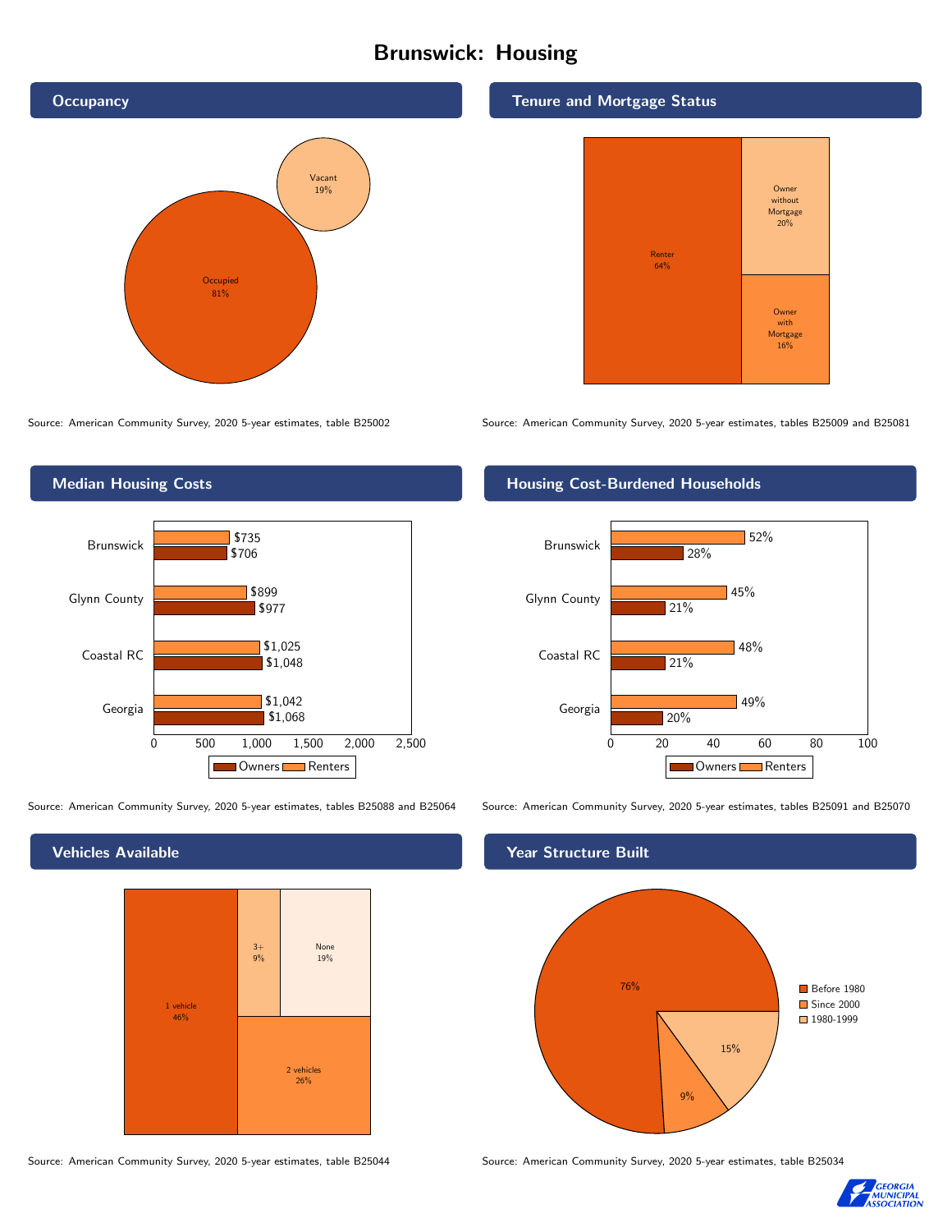# Brunswick: Housing

## Occupancy

Vacant
19%

Occupied
81%

Source: American Community Survey, 2020 5-year estimates, table B25002

## Tenure and Mortgage Status

Renter
64%

Owner without Mortgage
20%

Owner with Mortgage
16%

Source: American Community Survey, 2020 5-year estimates, tables B25009 and B25081

## Median Housing Costs

Brunswick
$735
$706

Glynn County
$899
$977

Coastal RC
$1,025
$1,048

Georgia
$1,042
$1,068

0 500 1,000 1,500 2,000 2,500

Owners Renters

Source: American Community Survey, 2020 5-year estimates, tables B25088 and B25064

## Housing Cost-Burdened Households

Brunswick
52%
28%

Glynn County
45%
21%

Coastal RC
48%
21%

Georgia
49%
20%

0 20 40 60 80 100

Owners Renters

Source: American Community Survey, 2020 5-year estimates, tables B25091 and B25070

## Vehicles Available

1 vehicle
46%

3+
9%

None
19%

2 vehicles
26%

Source: American Community Survey, 2020 5-year estimates, table B25044

## Year Structure Built

76%

9%

15%

Before 1980
Since 2000
1980-1999

Source: American Community Survey, 2020 5-year estimates, table B25034